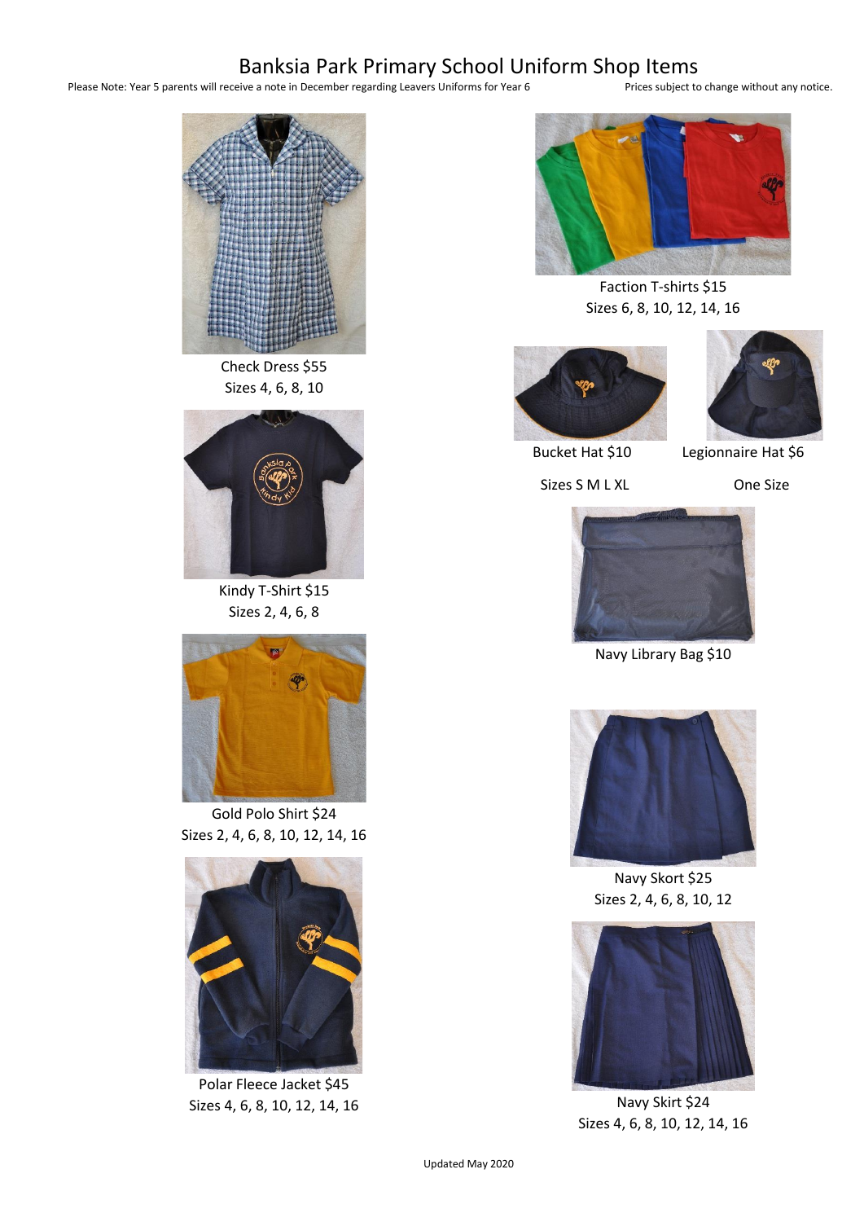# Banksia Park Primary School Uniform Shop Items

Please Note: Year 5 parents will receive a note in December regarding Leavers Uniforms for Year 6

Prices subject to change without any notice.

Check Dress $55
Sizes 4, 6, 8, 10

Kindy T-Shirt $15
Sizes 2, 4, 6, 8

Gold Polo Shirt $24
Sizes 2, 4, 6, 8, 10, 12, 14, 16

Polar Fleece Jacket $45
Sizes 4, 6, 8, 10, 12, 14, 16

Faction T-shirts $15
Sizes 6, 8, 10, 12, 14, 16

Bucket Hat $10
Sizes S M L XL

Legionnaire Hat $6
One Size

Navy Library Bag $10

Navy Skort $25
Sizes 2, 4, 6, 8, 10, 12

Navy Skirt $24
Sizes 4, 6, 8, 10, 12, 14, 16

Updated May 2020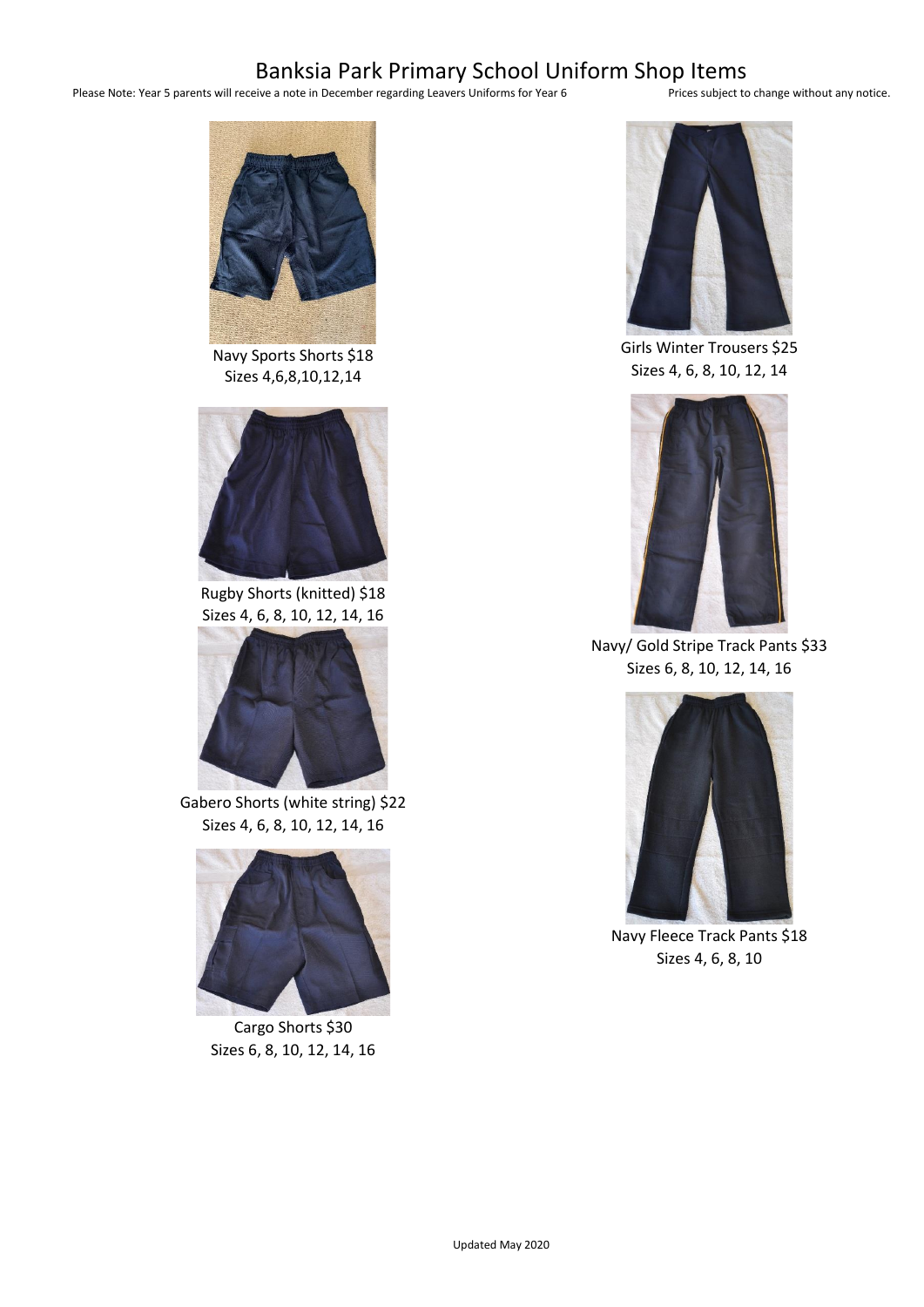# Banksia Park Primary School Uniform Shop Items

Please Note: Year 5 parents will receive a note in December regarding Leavers Uniforms for Year 6

Prices subject to change without any notice.

Navy Sports Shorts $18
Sizes 4,6,8,10,12,14

Rugby Shorts (knitted) $18
Sizes 4, 6, 8, 10, 12, 14, 16

Gabero Shorts (white string) $22
Sizes 4, 6, 8, 10, 12, 14, 16

Cargo Shorts $30
Sizes 6, 8, 10, 12, 14, 16

Girls Winter Trousers $25
Sizes 4, 6, 8, 10, 12, 14

Navy/ Gold Stripe Track Pants $33
Sizes 6, 8, 10, 12, 14, 16

Navy Fleece Track Pants $18
Sizes 4, 6, 8, 10

Updated May 2020